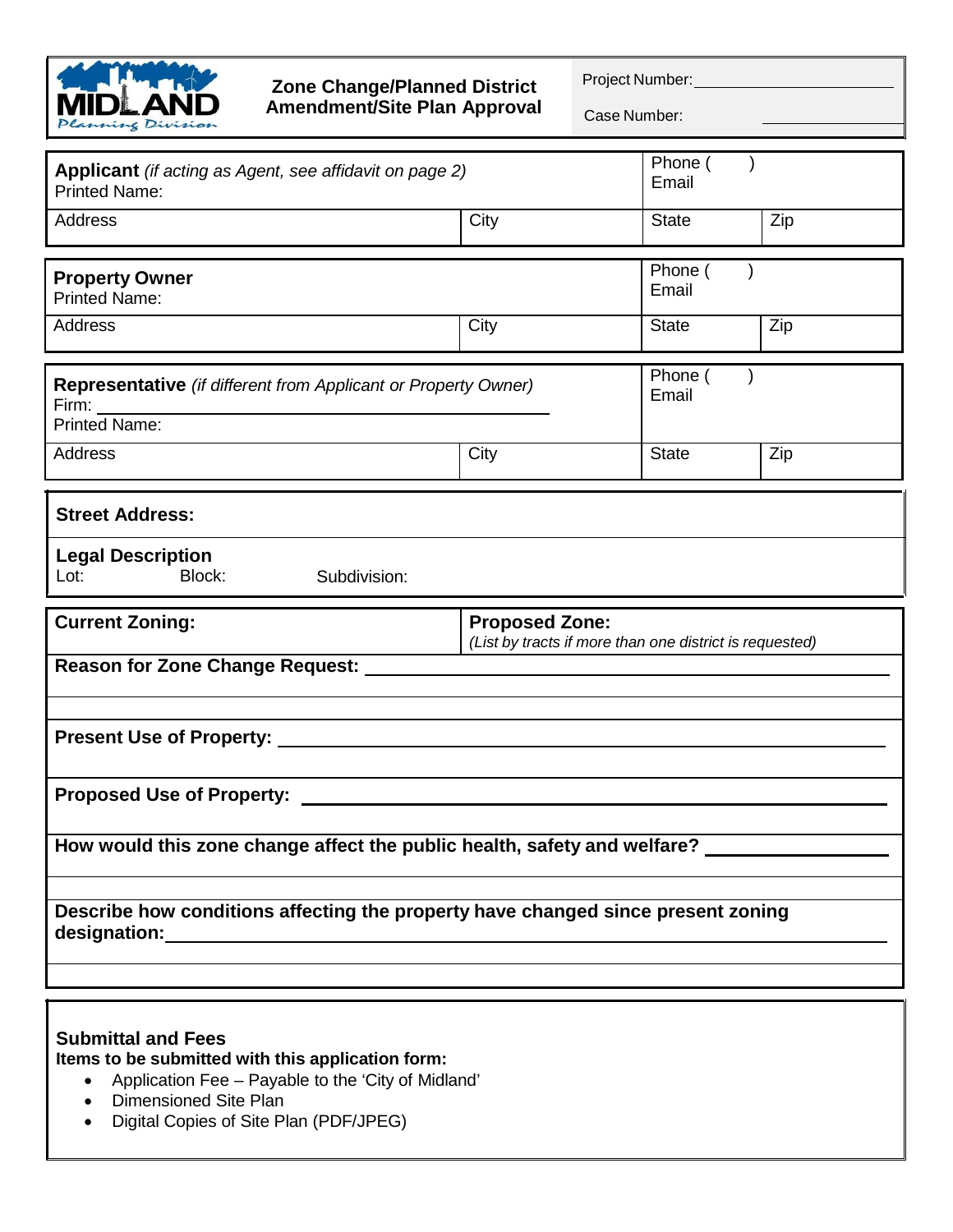# Zone Change/Planned District Amendment/Site Plan Approval

MIDLAND Planning Division

Project Number: ______________________

Case Number: ______________________

| **Applicant** *(if acting as Agent, see affidavit on page 2)*<br>Printed Name: | | Phone ( )<br>Email | |
|---|---|---|---|
| Address | City | State | Zip |

| **Property Owner**<br>Printed Name: | | Phone ( )<br>Email | |
|---|---|---|---|
| Address | City | State | Zip |

| **Representative** *(if different from Applicant or Property Owner)*<br>Firm: ______________________<br>Printed Name: | | Phone ( )<br>Email | |
|---|---|---|---|
| Address | City | State | Zip |

**Street Address:**

**Legal Description**

Lot: Block: Subdivision:

| **Current Zoning:** | **Proposed Zone:**<br>*(List by tracts if more than one district is requested)* |
|---|---|

**Reason for Zone Change Request:** ______________________

**Present Use of Property:** ______________________

**Proposed Use of Property:** ______________________

**How would this zone change affect the public health, safety and welfare?** ______________________

**Describe how conditions affecting the property have changed since present zoning designation:** ______________________

## Submittal and Fees

**Items to be submitted with this application form:**

- Application Fee – Payable to the 'City of Midland'
- Dimensioned Site Plan
- Digital Copies of Site Plan (PDF/JPEG)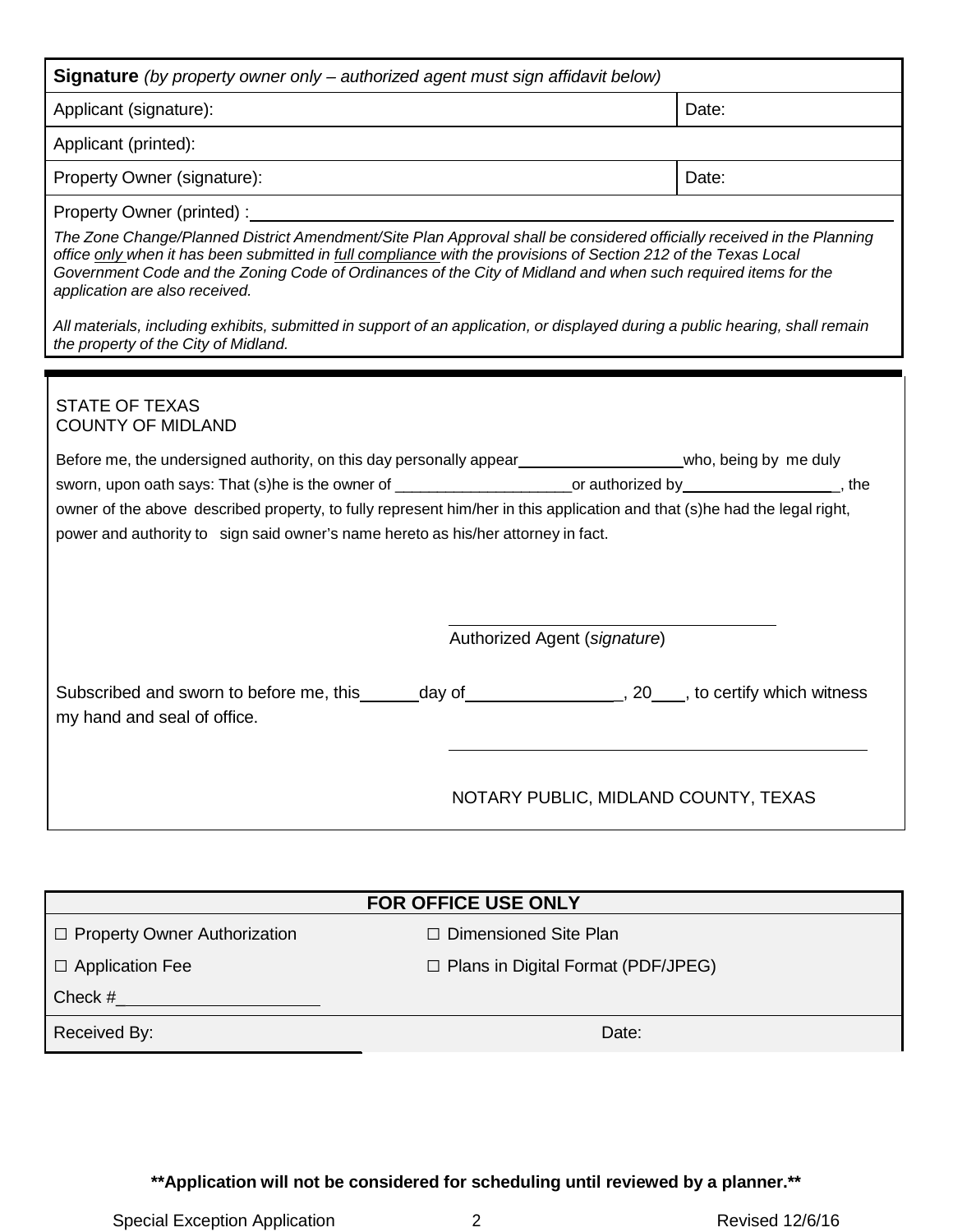| **Signature** *(by property owner only – authorized agent must sign affidavit below)* | |
|---|---|
| Applicant (signature): | Date: |
| Applicant (printed): | |
| Property Owner (signature): | Date: |
| Property Owner (printed) :______________________________ | |

*The Zone Change/Planned District Amendment/Site Plan Approval shall be considered officially received in the Planning office only when it has been submitted in full compliance with the provisions of Section 212 of the Texas Local Government Code and the Zoning Code of Ordinances of the City of Midland and when such required items for the application are also received.*

*All materials, including exhibits, submitted in support of an application, or displayed during a public hearing, shall remain the property of the City of Midland.*

STATE OF TEXAS
COUNTY OF MIDLAND

Before me, the undersigned authority, on this day personally appear____________________who, being by me duly sworn, upon oath says: That (s)he is the owner of _____________________or authorized by__________________, the owner of the above described property, to fully represent him/her in this application and that (s)he had the legal right, power and authority to sign said owner's name hereto as his/her attorney in fact.

______________________________
Authorized Agent (*signature*)

Subscribed and sworn to before me, this______day of________________, 20___, to certify which witness my hand and seal of office.

______________________________
NOTARY PUBLIC, MIDLAND COUNTY, TEXAS

| **FOR OFFICE USE ONLY** | |
|---|---|
| ☐ Property Owner Authorization | ☐ Dimensioned Site Plan |
| ☐ Application Fee | ☐ Plans in Digital Format (PDF/JPEG) |
| Check #_____________________ | |
| Received By: | Date: |

**\*\*Application will not be considered for scheduling until reviewed by a planner.\*\***